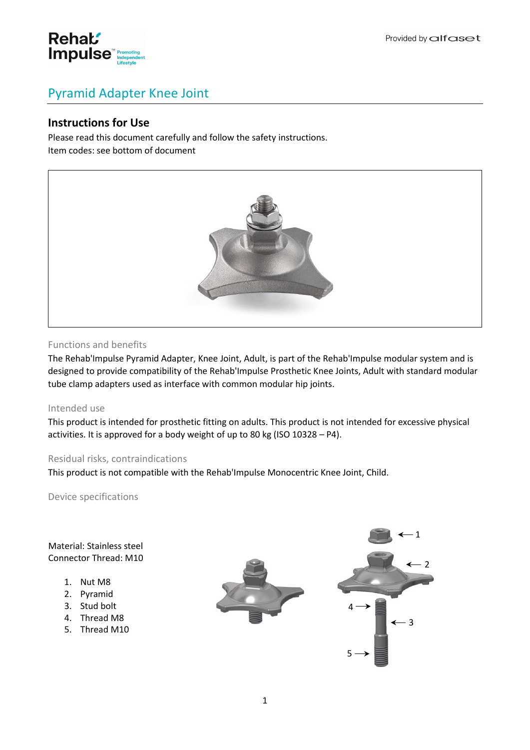# Pyramid Adapter Knee Joint

## Instructions for Use

Please read this document carefully and follow the safety instructions.
Item codes: see bottom of document

### Functions and benefits

The Rehab'Impulse Pyramid Adapter, Knee Joint, Adult, is part of the Rehab'Impulse modular system and is designed to provide compatibility of the Rehab'Impulse Prosthetic Knee Joints, Adult with standard modular tube clamp adapters used as interface with common modular hip joints.

### Intended use

This product is intended for prosthetic fitting on adults. This product is not intended for excessive physical activities. It is approved for a body weight of up to 80 kg (ISO 10328 – P4).

### Residual risks, contraindications

This product is not compatible with the Rehab'Impulse Monocentric Knee Joint, Child.

### Device specifications

Material: Stainless steel
Connector Thread: M10

1. Nut M8
2. Pyramid
3. Stud bolt
4. Thread M8
5. Thread M10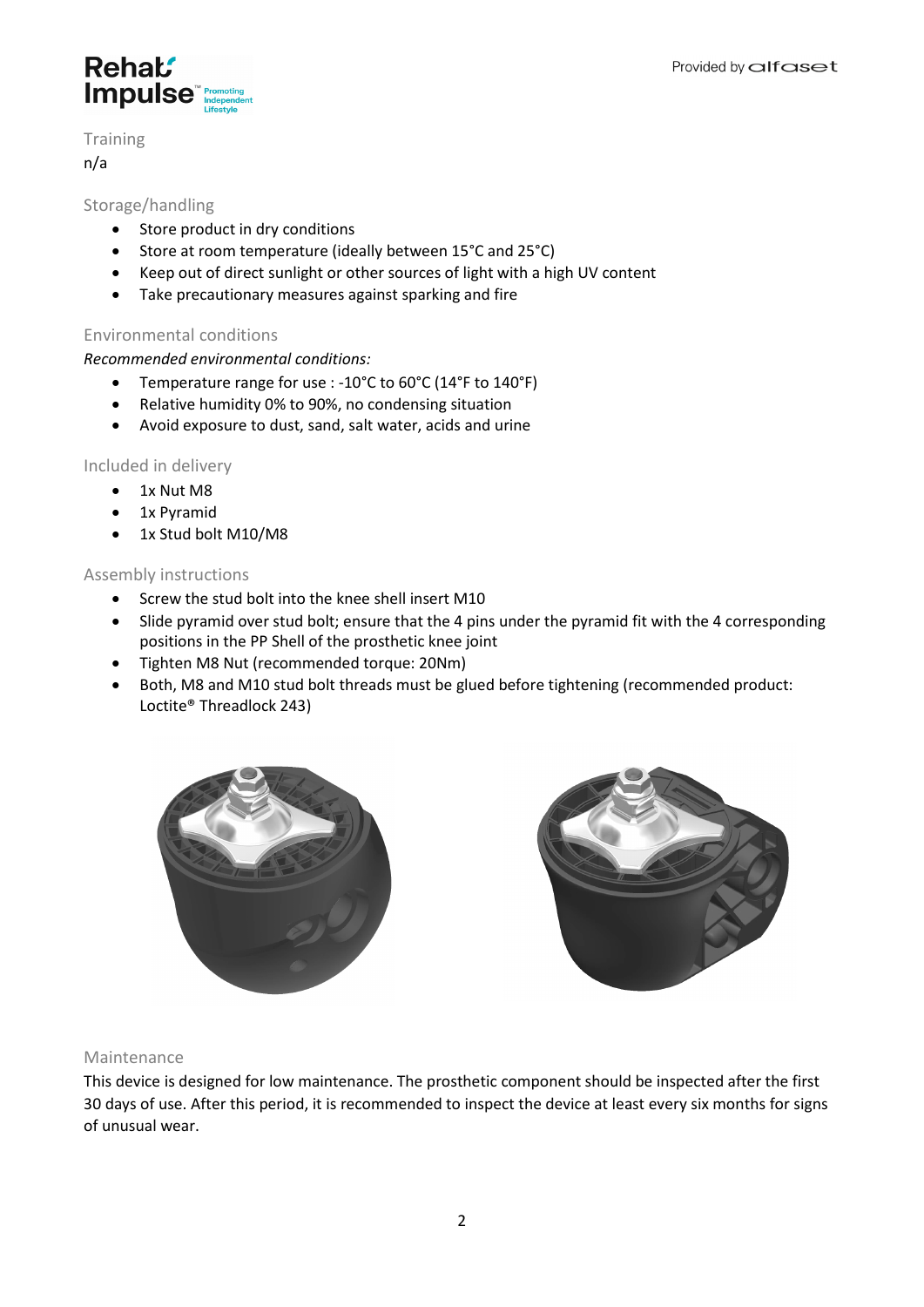## Training

n/a

## Storage/handling

- Store product in dry conditions
- Store at room temperature (ideally between 15°C and 25°C)
- Keep out of direct sunlight or other sources of light with a high UV content
- Take precautionary measures against sparking and fire

## Environmental conditions

*Recommended environmental conditions:*

- Temperature range for use : -10°C to 60°C (14°F to 140°F)
- Relative humidity 0% to 90%, no condensing situation
- Avoid exposure to dust, sand, salt water, acids and urine

## Included in delivery

- 1x Nut M8
- 1x Pyramid
- 1x Stud bolt M10/M8

## Assembly instructions

- Screw the stud bolt into the knee shell insert M10
- Slide pyramid over stud bolt; ensure that the 4 pins under the pyramid fit with the 4 corresponding positions in the PP Shell of the prosthetic knee joint
- Tighten M8 Nut (recommended torque: 20Nm)
- Both, M8 and M10 stud bolt threads must be glued before tightening (recommended product: Loctite® Threadlock 243)

## Maintenance

This device is designed for low maintenance. The prosthetic component should be inspected after the first 30 days of use. After this period, it is recommended to inspect the device at least every six months for signs of unusual wear.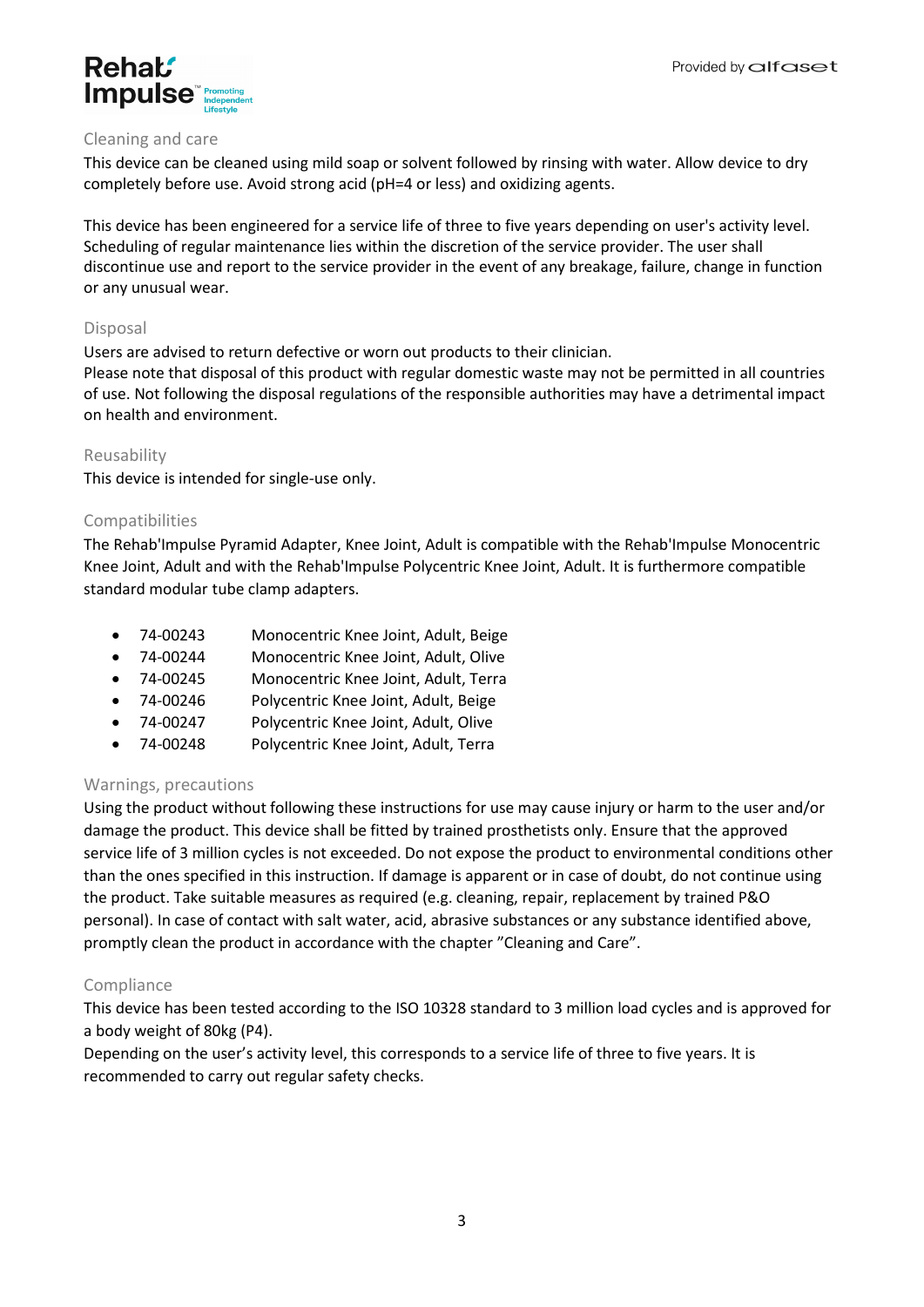## Cleaning and care

This device can be cleaned using mild soap or solvent followed by rinsing with water. Allow device to dry completely before use. Avoid strong acid (pH=4 or less) and oxidizing agents.

This device has been engineered for a service life of three to five years depending on user's activity level. Scheduling of regular maintenance lies within the discretion of the service provider. The user shall discontinue use and report to the service provider in the event of any breakage, failure, change in function or any unusual wear.

## Disposal

Users are advised to return defective or worn out products to their clinician.
Please note that disposal of this product with regular domestic waste may not be permitted in all countries of use. Not following the disposal regulations of the responsible authorities may have a detrimental impact on health and environment.

## Reusability

This device is intended for single-use only.

## Compatibilities

The Rehab'Impulse Pyramid Adapter, Knee Joint, Adult is compatible with the Rehab'Impulse Monocentric Knee Joint, Adult and with the Rehab'Impulse Polycentric Knee Joint, Adult. It is furthermore compatible standard modular tube clamp adapters.

- 74-00243 Monocentric Knee Joint, Adult, Beige
- 74-00244 Monocentric Knee Joint, Adult, Olive
- 74-00245 Monocentric Knee Joint, Adult, Terra
- 74-00246 Polycentric Knee Joint, Adult, Beige
- 74-00247 Polycentric Knee Joint, Adult, Olive
- 74-00248 Polycentric Knee Joint, Adult, Terra

## Warnings, precautions

Using the product without following these instructions for use may cause injury or harm to the user and/or damage the product. This device shall be fitted by trained prosthetists only. Ensure that the approved service life of 3 million cycles is not exceeded. Do not expose the product to environmental conditions other than the ones specified in this instruction. If damage is apparent or in case of doubt, do not continue using the product. Take suitable measures as required (e.g. cleaning, repair, replacement by trained P&O personal). In case of contact with salt water, acid, abrasive substances or any substance identified above, promptly clean the product in accordance with the chapter "Cleaning and Care".

## Compliance

This device has been tested according to the ISO 10328 standard to 3 million load cycles and is approved for a body weight of 80kg (P4).
Depending on the user's activity level, this corresponds to a service life of three to five years. It is recommended to carry out regular safety checks.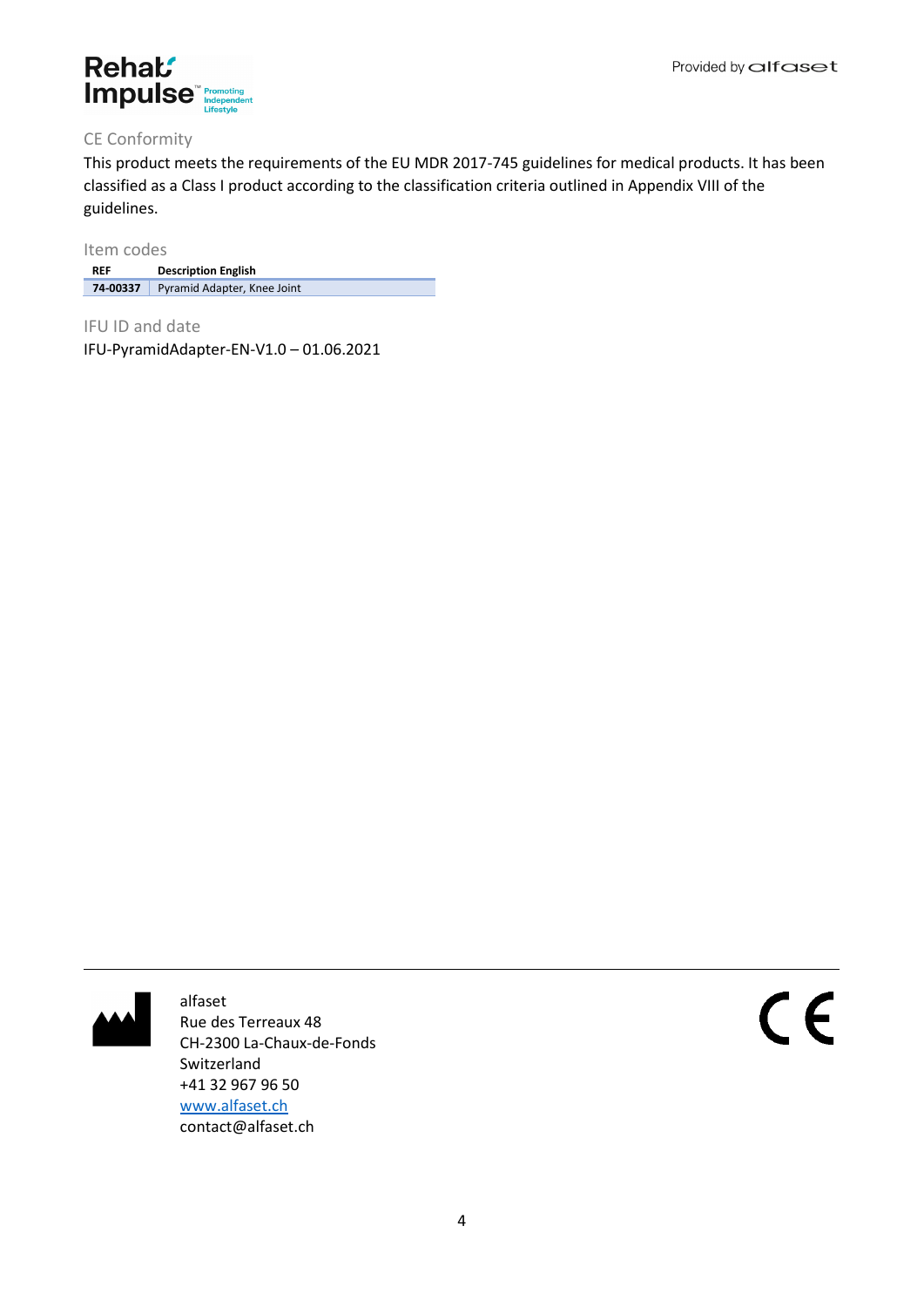## CE Conformity

This product meets the requirements of the EU MDR 2017-745 guidelines for medical products. It has been classified as a Class I product according to the classification criteria outlined in Appendix VIII of the guidelines.

## Item codes

| REF | Description English |
|---|---|
| 74-00337 | Pyramid Adapter, Knee Joint |

## IFU ID and date

IFU-PyramidAdapter-EN-V1.0 – 01.06.2021

alfaset
Rue des Terreaux 48
CH-2300 La-Chaux-de-Fonds
Switzerland
+41 32 967 96 50
www.alfaset.ch
contact@alfaset.ch